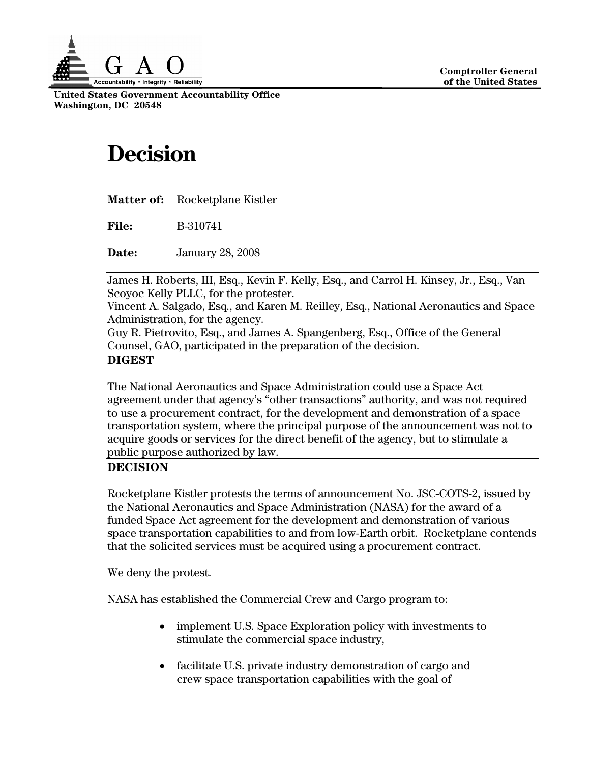G A O

Accountability * Integrity * Reliability

**Comptroller General of the United States**

**United States Government Accountability Office**
**Washington, DC 20548**

# Decision

**Matter of:** Rocketplane Kistler

**File:** B-310741

**Date:** January 28, 2008

James H. Roberts, III, Esq., Kevin F. Kelly, Esq., and Carrol H. Kinsey, Jr., Esq., Van Scoyoc Kelly PLLC, for the protester.
Vincent A. Salgado, Esq., and Karen M. Reilley, Esq., National Aeronautics and Space Administration, for the agency.
Guy R. Pietrovito, Esq., and James A. Spangenberg, Esq., Office of the General Counsel, GAO, participated in the preparation of the decision.

**DIGEST**

The National Aeronautics and Space Administration could use a Space Act agreement under that agency's "other transactions" authority, and was not required to use a procurement contract, for the development and demonstration of a space transportation system, where the principal purpose of the announcement was not to acquire goods or services for the direct benefit of the agency, but to stimulate a public purpose authorized by law.

**DECISION**

Rocketplane Kistler protests the terms of announcement No. JSC-COTS-2, issued by the National Aeronautics and Space Administration (NASA) for the award of a funded Space Act agreement for the development and demonstration of various space transportation capabilities to and from low-Earth orbit. Rocketplane contends that the solicited services must be acquired using a procurement contract.

We deny the protest.

NASA has established the Commercial Crew and Cargo program to:

- implement U.S. Space Exploration policy with investments to stimulate the commercial space industry,
- facilitate U.S. private industry demonstration of cargo and crew space transportation capabilities with the goal of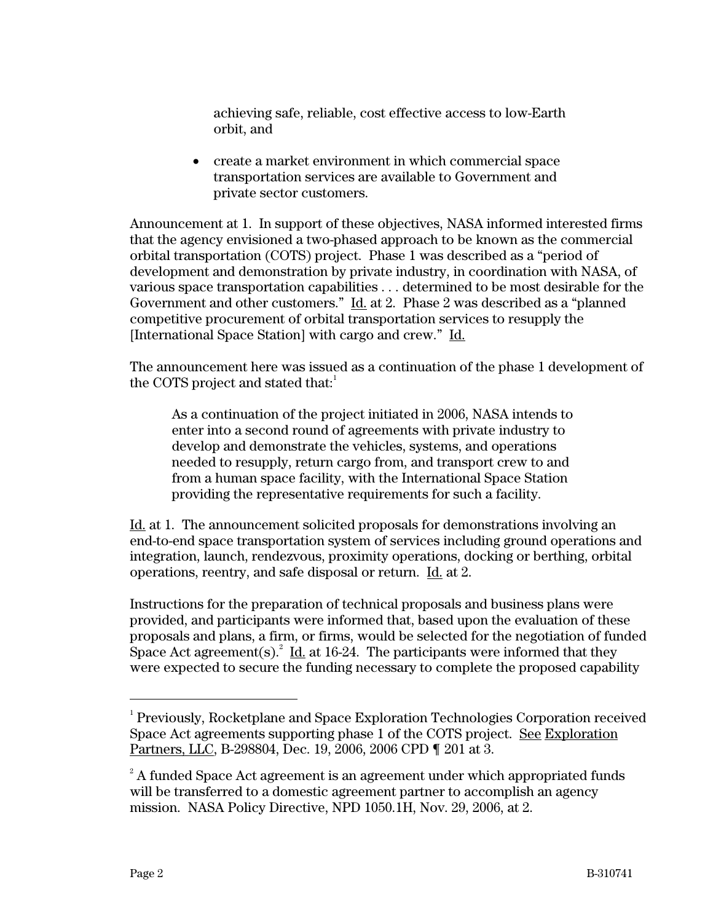achieving safe, reliable, cost effective access to low-Earth orbit, and

- create a market environment in which commercial space transportation services are available to Government and private sector customers.

Announcement at 1. In support of these objectives, NASA informed interested firms that the agency envisioned a two-phased approach to be known as the commercial orbital transportation (COTS) project. Phase 1 was described as a "period of development and demonstration by private industry, in coordination with NASA, of various space transportation capabilities . . . determined to be most desirable for the Government and other customers." Id. at 2. Phase 2 was described as a "planned competitive procurement of orbital transportation services to resupply the [International Space Station] with cargo and crew." Id.

The announcement here was issued as a continuation of the phase 1 development of the COTS project and stated that:[1]

> As a continuation of the project initiated in 2006, NASA intends to enter into a second round of agreements with private industry to develop and demonstrate the vehicles, systems, and operations needed to resupply, return cargo from, and transport crew to and from a human space facility, with the International Space Station providing the representative requirements for such a facility.

Id. at 1. The announcement solicited proposals for demonstrations involving an end-to-end space transportation system of services including ground operations and integration, launch, rendezvous, proximity operations, docking or berthing, orbital operations, reentry, and safe disposal or return. Id. at 2.

Instructions for the preparation of technical proposals and business plans were provided, and participants were informed that, based upon the evaluation of these proposals and plans, a firm, or firms, would be selected for the negotiation of funded Space Act agreement(s).[2] Id. at 16-24. The participants were informed that they were expected to secure the funding necessary to complete the proposed capability

---

[1] Previously, Rocketplane and Space Exploration Technologies Corporation received Space Act agreements supporting phase 1 of the COTS project. See Exploration Partners, LLC, B-298804, Dec. 19, 2006, 2006 CPD ¶ 201 at 3.

[2] A funded Space Act agreement is an agreement under which appropriated funds will be transferred to a domestic agreement partner to accomplish an agency mission. NASA Policy Directive, NPD 1050.1H, Nov. 29, 2006, at 2.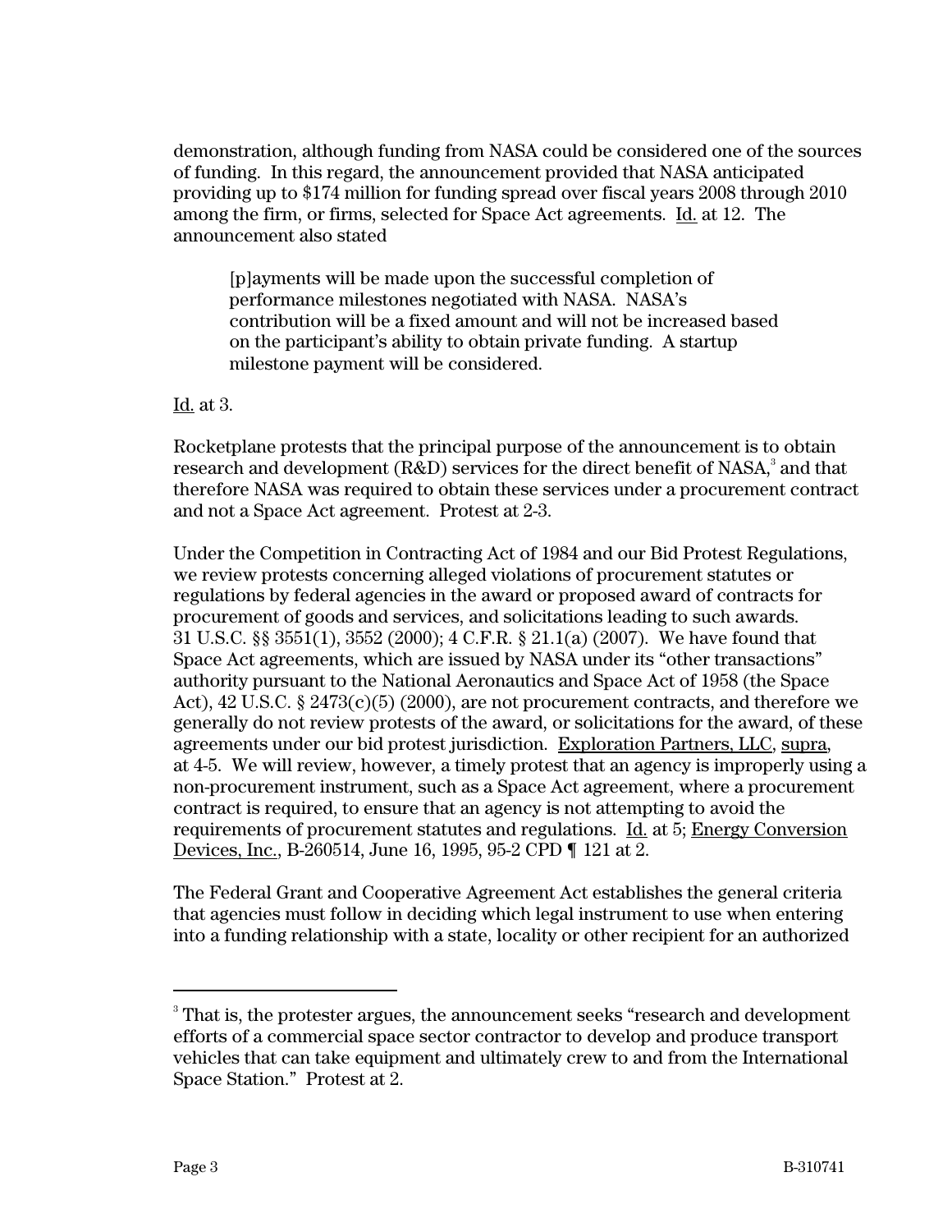demonstration, although funding from NASA could be considered one of the sources of funding. In this regard, the announcement provided that NASA anticipated providing up to $174 million for funding spread over fiscal years 2008 through 2010 among the firm, or firms, selected for Space Act agreements. Id. at 12. The announcement also stated

> [p]ayments will be made upon the successful completion of performance milestones negotiated with NASA. NASA's contribution will be a fixed amount and will not be increased based on the participant's ability to obtain private funding. A startup milestone payment will be considered.

Id. at 3.

Rocketplane protests that the principal purpose of the announcement is to obtain research and development (R&D) services for the direct benefit of NASA,[3] and that therefore NASA was required to obtain these services under a procurement contract and not a Space Act agreement. Protest at 2-3.

Under the Competition in Contracting Act of 1984 and our Bid Protest Regulations, we review protests concerning alleged violations of procurement statutes or regulations by federal agencies in the award or proposed award of contracts for procurement of goods and services, and solicitations leading to such awards. 31 U.S.C. §§ 3551(1), 3552 (2000); 4 C.F.R. § 21.1(a) (2007). We have found that Space Act agreements, which are issued by NASA under its "other transactions" authority pursuant to the National Aeronautics and Space Act of 1958 (the Space Act), 42 U.S.C. § 2473(c)(5) (2000), are not procurement contracts, and therefore we generally do not review protests of the award, or solicitations for the award, of these agreements under our bid protest jurisdiction. Exploration Partners, LLC, supra, at 4-5. We will review, however, a timely protest that an agency is improperly using a non-procurement instrument, such as a Space Act agreement, where a procurement contract is required, to ensure that an agency is not attempting to avoid the requirements of procurement statutes and regulations. Id. at 5; Energy Conversion Devices, Inc., B-260514, June 16, 1995, 95-2 CPD ¶ 121 at 2.

The Federal Grant and Cooperative Agreement Act establishes the general criteria that agencies must follow in deciding which legal instrument to use when entering into a funding relationship with a state, locality or other recipient for an authorized

---

[3] That is, the protester argues, the announcement seeks "research and development efforts of a commercial space sector contractor to develop and produce transport vehicles that can take equipment and ultimately crew to and from the International Space Station." Protest at 2.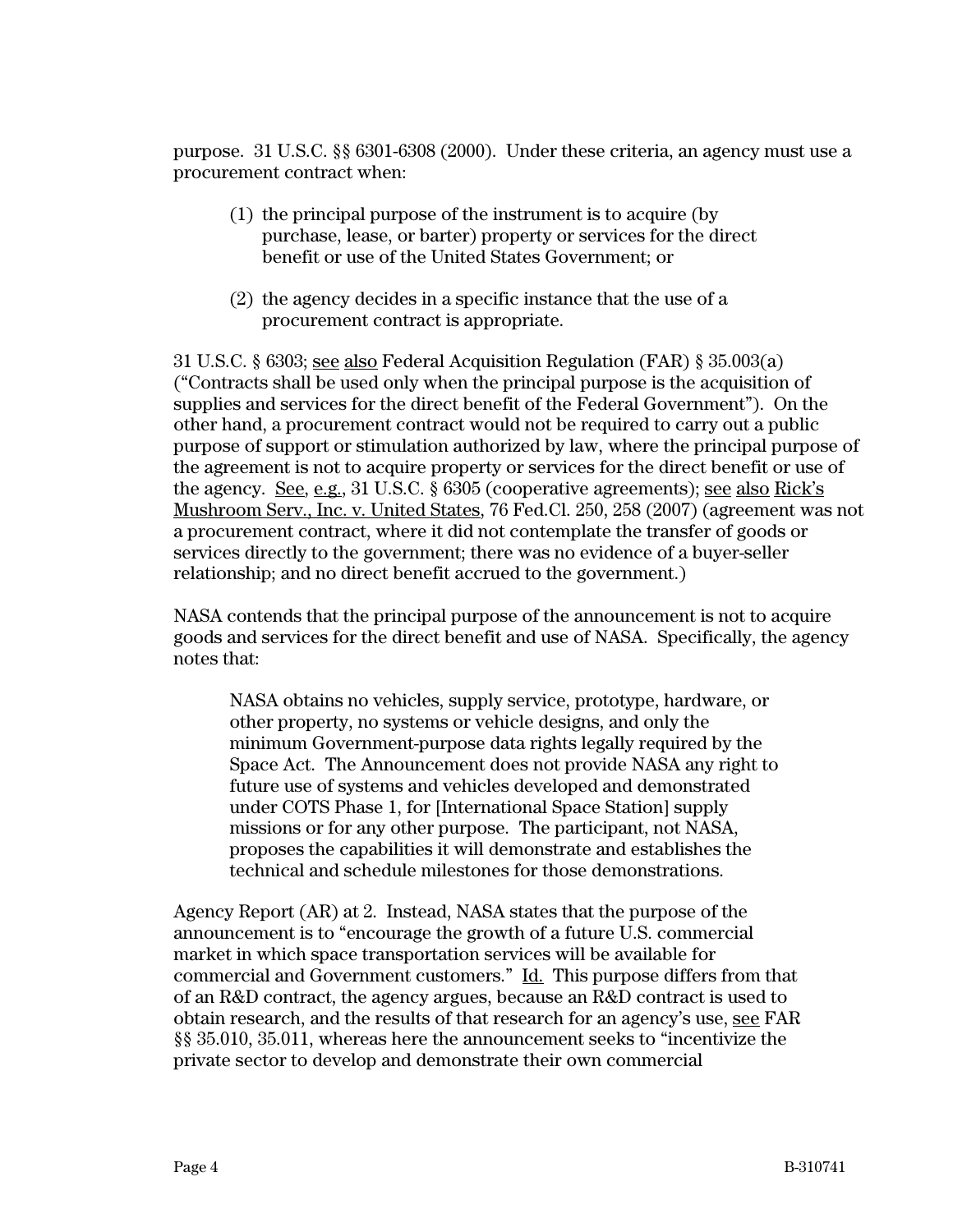purpose. 31 U.S.C. §§ 6301-6308 (2000). Under these criteria, an agency must use a procurement contract when:

> (1) the principal purpose of the instrument is to acquire (by purchase, lease, or barter) property or services for the direct benefit or use of the United States Government; or
>
> (2) the agency decides in a specific instance that the use of a procurement contract is appropriate.

31 U.S.C. § 6303; see also Federal Acquisition Regulation (FAR) § 35.003(a) ("Contracts shall be used only when the principal purpose is the acquisition of supplies and services for the direct benefit of the Federal Government"). On the other hand, a procurement contract would not be required to carry out a public purpose of support or stimulation authorized by law, where the principal purpose of the agreement is not to acquire property or services for the direct benefit or use of the agency. See, e.g., 31 U.S.C. § 6305 (cooperative agreements); see also Rick's Mushroom Serv., Inc. v. United States, 76 Fed.Cl. 250, 258 (2007) (agreement was not a procurement contract, where it did not contemplate the transfer of goods or services directly to the government; there was no evidence of a buyer-seller relationship; and no direct benefit accrued to the government.)

NASA contends that the principal purpose of the announcement is not to acquire goods and services for the direct benefit and use of NASA. Specifically, the agency notes that:

> NASA obtains no vehicles, supply service, prototype, hardware, or other property, no systems or vehicle designs, and only the minimum Government-purpose data rights legally required by the Space Act. The Announcement does not provide NASA any right to future use of systems and vehicles developed and demonstrated under COTS Phase 1, for [International Space Station] supply missions or for any other purpose. The participant, not NASA, proposes the capabilities it will demonstrate and establishes the technical and schedule milestones for those demonstrations.

Agency Report (AR) at 2. Instead, NASA states that the purpose of the announcement is to "encourage the growth of a future U.S. commercial market in which space transportation services will be available for commercial and Government customers." Id. This purpose differs from that of an R&D contract, the agency argues, because an R&D contract is used to obtain research, and the results of that research for an agency's use, see FAR §§ 35.010, 35.011, whereas here the announcement seeks to "incentivize the private sector to develop and demonstrate their own commercial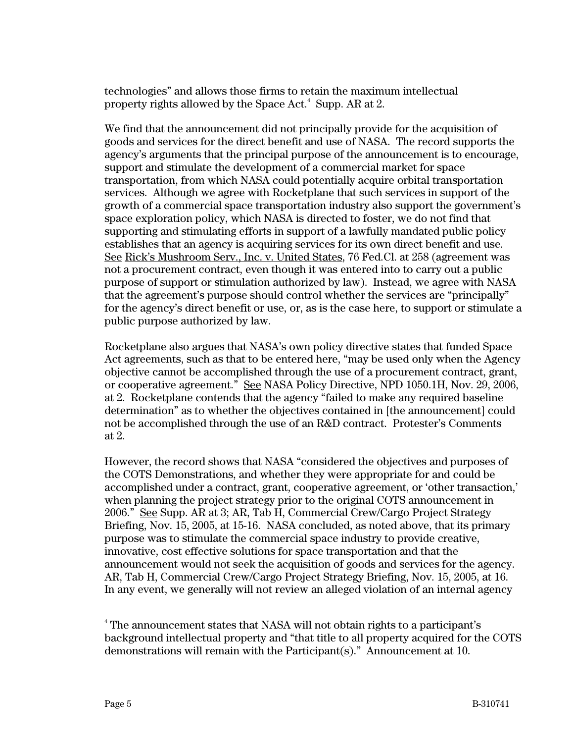technologies" and allows those firms to retain the maximum intellectual property rights allowed by the Space Act.[4] Supp. AR at 2.

We find that the announcement did not principally provide for the acquisition of goods and services for the direct benefit and use of NASA. The record supports the agency's arguments that the principal purpose of the announcement is to encourage, support and stimulate the development of a commercial market for space transportation, from which NASA could potentially acquire orbital transportation services. Although we agree with Rocketplane that such services in support of the growth of a commercial space transportation industry also support the government's space exploration policy, which NASA is directed to foster, we do not find that supporting and stimulating efforts in support of a lawfully mandated public policy establishes that an agency is acquiring services for its own direct benefit and use. See Rick's Mushroom Serv., Inc. v. United States, 76 Fed.Cl. at 258 (agreement was not a procurement contract, even though it was entered into to carry out a public purpose of support or stimulation authorized by law). Instead, we agree with NASA that the agreement's purpose should control whether the services are "principally" for the agency's direct benefit or use, or, as is the case here, to support or stimulate a public purpose authorized by law.

Rocketplane also argues that NASA's own policy directive states that funded Space Act agreements, such as that to be entered here, "may be used only when the Agency objective cannot be accomplished through the use of a procurement contract, grant, or cooperative agreement." See NASA Policy Directive, NPD 1050.1H, Nov. 29, 2006, at 2. Rocketplane contends that the agency "failed to make any required baseline determination" as to whether the objectives contained in [the announcement] could not be accomplished through the use of an R&D contract. Protester's Comments at 2.

However, the record shows that NASA "considered the objectives and purposes of the COTS Demonstrations, and whether they were appropriate for and could be accomplished under a contract, grant, cooperative agreement, or 'other transaction,' when planning the project strategy prior to the original COTS announcement in 2006." See Supp. AR at 3; AR, Tab H, Commercial Crew/Cargo Project Strategy Briefing, Nov. 15, 2005, at 15-16. NASA concluded, as noted above, that its primary purpose was to stimulate the commercial space industry to provide creative, innovative, cost effective solutions for space transportation and that the announcement would not seek the acquisition of goods and services for the agency. AR, Tab H, Commercial Crew/Cargo Project Strategy Briefing, Nov. 15, 2005, at 16. In any event, we generally will not review an alleged violation of an internal agency

---

[4] The announcement states that NASA will not obtain rights to a participant's background intellectual property and "that title to all property acquired for the COTS demonstrations will remain with the Participant(s)." Announcement at 10.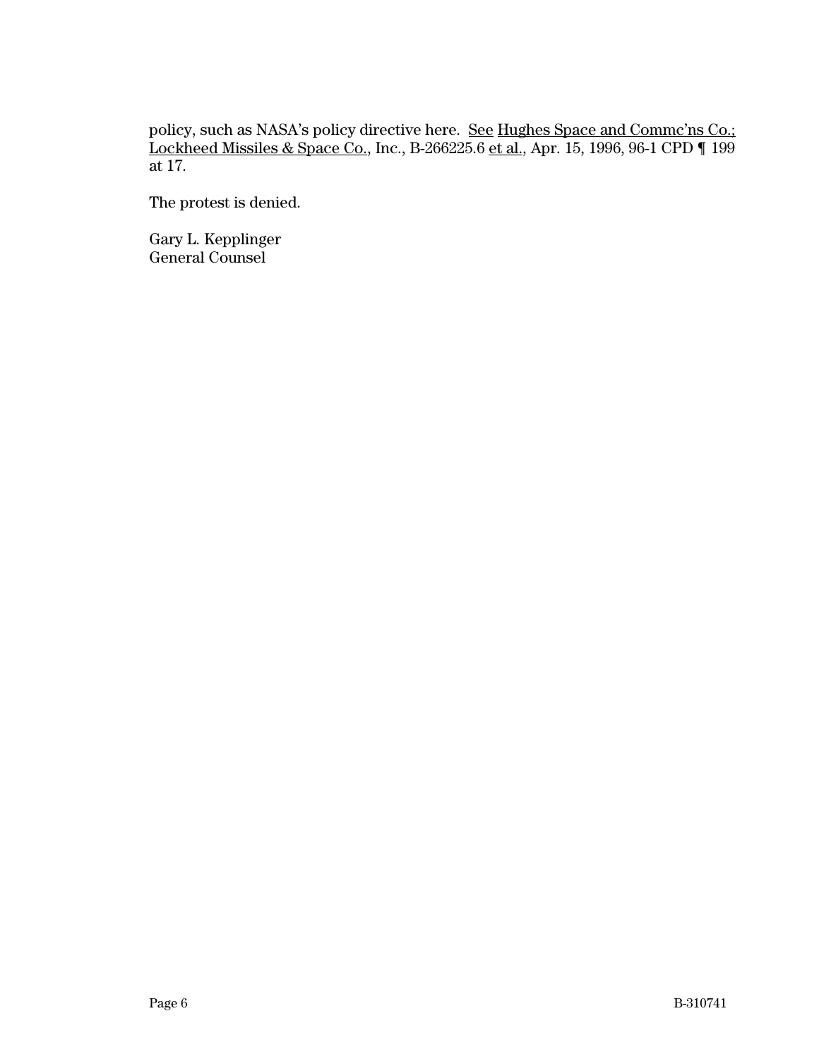policy, such as NASA's policy directive here. See Hughes Space and Commc'ns Co.; Lockheed Missiles & Space Co., Inc., B-266225.6 et al., Apr. 15, 1996, 96-1 CPD ¶ 199 at 17.

The protest is denied.

Gary L. Kepplinger
General Counsel